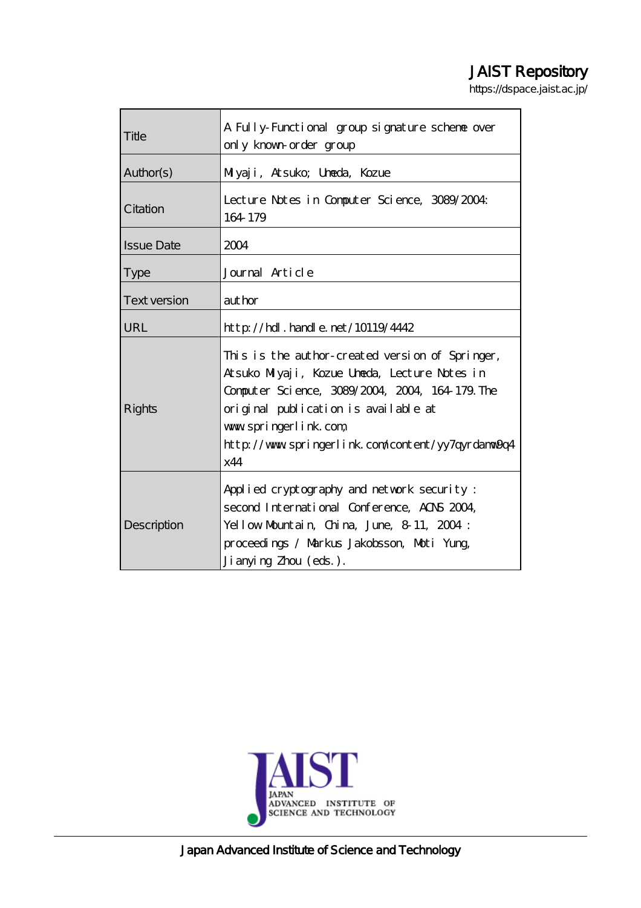JAIST Repository

https://dspace.jaist.ac.jp/

| | |
|---|---|
| Title | A Fully-Functional group signature scheme over only known-order group |
| Author(s) | Miyaji, Atsuko; Umeda, Kozue |
| Citation | Lecture Notes in Computer Science, 3089/2004: 164-179 |
| Issue Date | 2004 |
| Type | Journal Article |
| Text version | author |
| URL | http://hdl.handle.net/10119/4442 |
| Rights | This is the author-created version of Springer, Atsuko Miyaji, Kozue Umeda, Lecture Notes in Computer Science, 3089/2004, 2004, 164-179. The original publication is available at www.springerlink.com, http://www.springerlink.com/content/yy7qyrdamw9q4x44 |
| Description | Applied cryptography and network security : second International Conference, ACNS 2004, Yellow Mountain, China, June, 8-11, 2004 : proceedings / Markus Jakobsson, Moti Yung, Jianying Zhou (eds.). |

JAIST JAPAN ADVANCED INSTITUTE OF SCIENCE AND TECHNOLOGY

Japan Advanced Institute of Science and Technology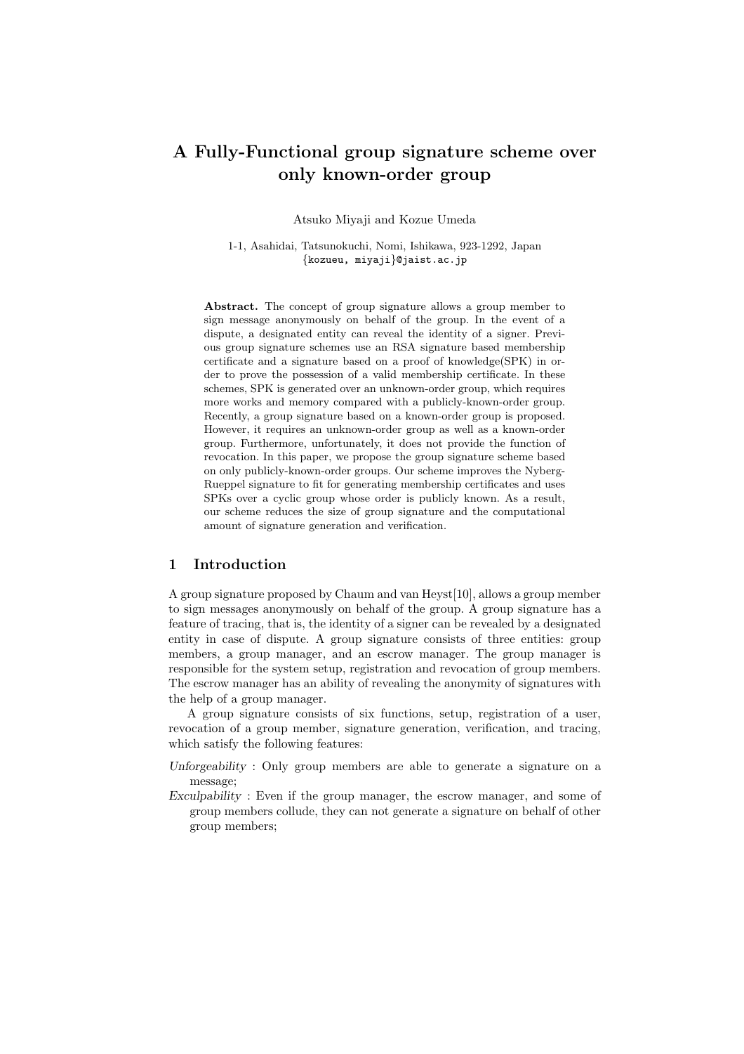# A Fully-Functional group signature scheme over only known-order group

Atsuko Miyaji and Kozue Umeda

1-1, Asahidai, Tatsunokuchi, Nomi, Ishikawa, 923-1292, Japan
{kozueu, miyaji}@jaist.ac.jp

**Abstract.** The concept of group signature allows a group member to sign message anonymously on behalf of the group. In the event of a dispute, a designated entity can reveal the identity of a signer. Previous group signature schemes use an RSA signature based membership certificate and a signature based on a proof of knowledge(SPK) in order to prove the possession of a valid membership certificate. In these schemes, SPK is generated over an unknown-order group, which requires more works and memory compared with a publicly-known-order group. Recently, a group signature based on a known-order group is proposed. However, it requires an unknown-order group as well as a known-order group. Furthermore, unfortunately, it does not provide the function of revocation. In this paper, we propose the group signature scheme based on only publicly-known-order groups. Our scheme improves the Nyberg-Rueppel signature to fit for generating membership certificates and uses SPKs over a cyclic group whose order is publicly known. As a result, our scheme reduces the size of group signature and the computational amount of signature generation and verification.

## 1 Introduction

A group signature proposed by Chaum and van Heyst[10], allows a group member to sign messages anonymously on behalf of the group. A group signature has a feature of tracing, that is, the identity of a signer can be revealed by a designated entity in case of dispute. A group signature consists of three entities: group members, a group manager, and an escrow manager. The group manager is responsible for the system setup, registration and revocation of group members. The escrow manager has an ability of revealing the anonymity of signatures with the help of a group manager.

A group signature consists of six functions, setup, registration of a user, revocation of a group member, signature generation, verification, and tracing, which satisfy the following features:

*Unforgeability* : Only group members are able to generate a signature on a message;

*Exculpability* : Even if the group manager, the escrow manager, and some of group members collude, they can not generate a signature on behalf of other group members;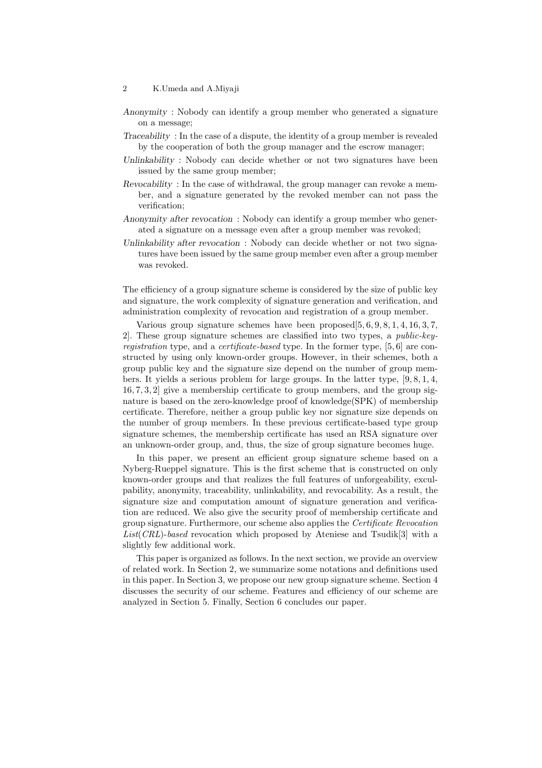*Anonymity* : Nobody can identify a group member who generated a signature on a message;

*Traceability* : In the case of a dispute, the identity of a group member is revealed by the cooperation of both the group manager and the escrow manager;

*Unlinkability* : Nobody can decide whether or not two signatures have been issued by the same group member;

*Revocability* : In the case of withdrawal, the group manager can revoke a member, and a signature generated by the revoked member can not pass the verification;

*Anonymity after revocation* : Nobody can identify a group member who generated a signature on a message even after a group member was revoked;

*Unlinkability after revocation* : Nobody can decide whether or not two signatures have been issued by the same group member even after a group member was revoked.

The efficiency of a group signature scheme is considered by the size of public key and signature, the work complexity of signature generation and verification, and administration complexity of revocation and registration of a group member.

Various group signature schemes have been proposed[5, 6, 9, 8, 1, 4, 16, 3, 7, 2]. These group signature schemes are classified into two types, a *public-key-registration* type, and a *certificate-based* type. In the former type, [5, 6] are constructed by using only known-order groups. However, in their schemes, both a group public key and the signature size depend on the number of group members. It yields a serious problem for large groups. In the latter type, [9, 8, 1, 4, 16, 7, 3, 2] give a membership certificate to group members, and the group signature is based on the zero-knowledge proof of knowledge(SPK) of membership certificate. Therefore, neither a group public key nor signature size depends on the number of group members. In these previous certificate-based type group signature schemes, the membership certificate has used an RSA signature over an unknown-order group, and, thus, the size of group signature becomes huge.

In this paper, we present an efficient group signature scheme based on a Nyberg-Rueppel signature. This is the first scheme that is constructed on only known-order groups and that realizes the full features of unforgeability, exculpability, anonymity, traceability, unlinkability, and revocability. As a result, the signature size and computation amount of signature generation and verification are reduced. We also give the security proof of membership certificate and group signature. Furthermore, our scheme also applies the *Certificate Revocation List*(*CRL*)*-based* revocation which proposed by Ateniese and Tsudik[3] with a slightly few additional work.

This paper is organized as follows. In the next section, we provide an overview of related work. In Section 2, we summarize some notations and definitions used in this paper. In Section 3, we propose our new group signature scheme. Section 4 discusses the security of our scheme. Features and efficiency of our scheme are analyzed in Section 5. Finally, Section 6 concludes our paper.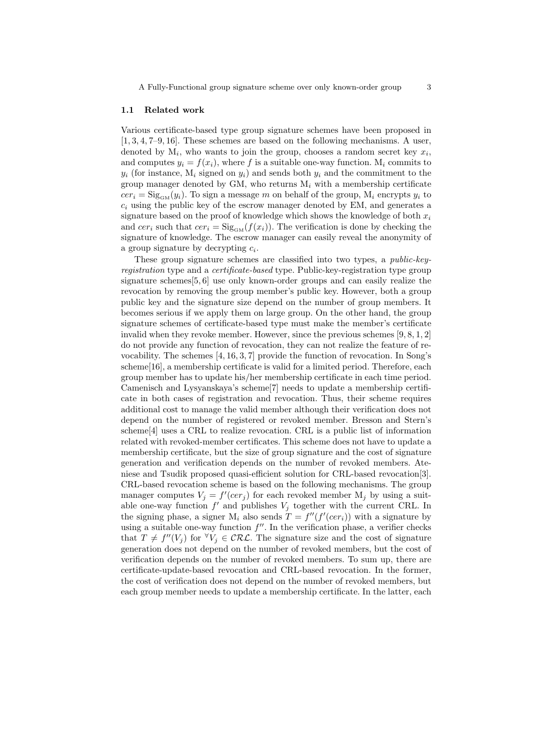### 1.1 Related work

Various certificate-based type group signature schemes have been proposed in [1, 3, 4, 7–9, 16]. These schemes are based on the following mechanisms. A user, denoted by $\mathrm{M}_i$, who wants to join the group, chooses a random secret key $x_i$, and computes $y_i = f(x_i)$, where $f$ is a suitable one-way function. $\mathrm{M}_i$ commits to $y_i$ (for instance, $\mathrm{M}_i$ signed on $y_i$) and sends both $y_i$ and the commitment to the group manager denoted by GM, who returns $\mathrm{M}_i$ with a membership certificate $cer_i = \mathrm{Sig}_{\mathrm{GM}}(y_i)$. To sign a message $m$ on behalf of the group, $\mathrm{M}_i$ encrypts $y_i$ to $c_i$ using the public key of the escrow manager denoted by EM, and generates a signature based on the proof of knowledge which shows the knowledge of both $x_i$ and $cer_i$ such that $cer_i = \mathrm{Sig}_{\mathrm{GM}}(f(x_i))$. The verification is done by checking the signature of knowledge. The escrow manager can easily reveal the anonymity of a group signature by decrypting $c_i$.

These group signature schemes are classified into two types, a *public-key-registration* type and a *certificate-based* type. Public-key-registration type group signature schemes[5, 6] use only known-order groups and can easily realize the revocation by removing the group member's public key. However, both a group public key and the signature size depend on the number of group members. It becomes serious if we apply them on large group. On the other hand, the group signature schemes of certificate-based type must make the member's certificate invalid when they revoke member. However, since the previous schemes [9, 8, 1, 2] do not provide any function of revocation, they can not realize the feature of revocability. The schemes [4, 16, 3, 7] provide the function of revocation. In Song's scheme[16], a membership certificate is valid for a limited period. Therefore, each group member has to update his/her membership certificate in each time period. Camenisch and Lysyanskaya's scheme[7] needs to update a membership certificate in both cases of registration and revocation. Thus, their scheme requires additional cost to manage the valid member although their verification does not depend on the number of registered or revoked member. Bresson and Stern's scheme[4] uses a CRL to realize revocation. CRL is a public list of information related with revoked-member certificates. This scheme does not have to update a membership certificate, but the size of group signature and the cost of signature generation and verification depends on the number of revoked members. Ateniese and Tsudik proposed quasi-efficient solution for CRL-based revocation[3]. CRL-based revocation scheme is based on the following mechanisms. The group manager computes $V_j = f'(cer_j)$ for each revoked member $\mathrm{M}_j$ by using a suitable one-way function $f'$ and publishes $V_j$ together with the current CRL. In the signing phase, a signer $\mathrm{M}_i$ also sends $T = f''(f'(cer_i))$ with a signature by using a suitable one-way function $f''$. In the verification phase, a verifier checks that $T \neq f''(V_j)$ for ${}^{\forall}V_j \in \mathcal{CRL}$. The signature size and the cost of signature generation does not depend on the number of revoked members, but the cost of verification depends on the number of revoked members. To sum up, there are certificate-update-based revocation and CRL-based revocation. In the former, the cost of verification does not depend on the number of revoked members, but each group member needs to update a membership certificate. In the latter, each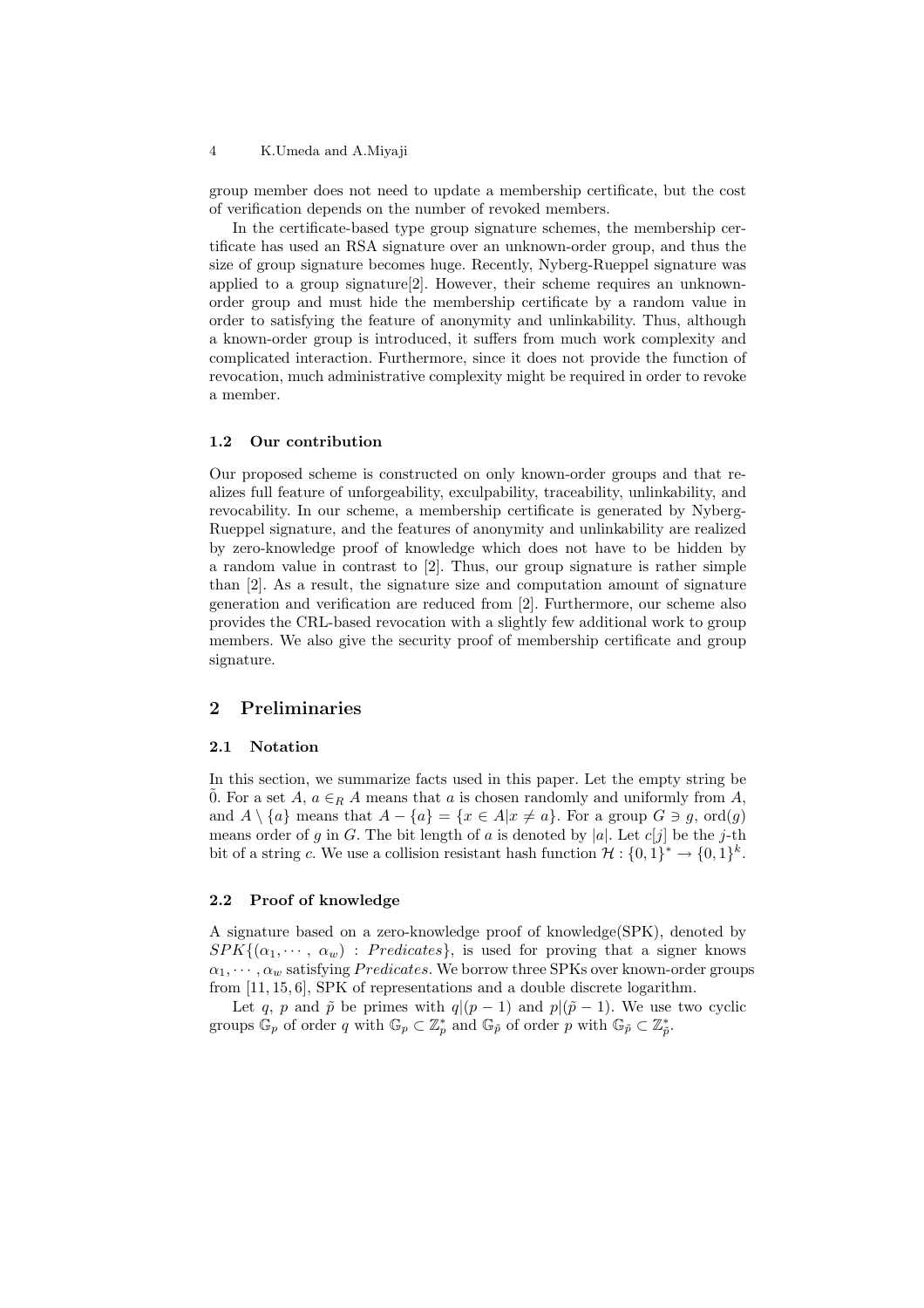group member does not need to update a membership certificate, but the cost of verification depends on the number of revoked members.

In the certificate-based type group signature schemes, the membership certificate has used an RSA signature over an unknown-order group, and thus the size of group signature becomes huge. Recently, Nyberg-Rueppel signature was applied to a group signature[2]. However, their scheme requires an unknown-order group and must hide the membership certificate by a random value in order to satisfying the feature of anonymity and unlinkability. Thus, although a known-order group is introduced, it suffers from much work complexity and complicated interaction. Furthermore, since it does not provide the function of revocation, much administrative complexity might be required in order to revoke a member.

### 1.2 Our contribution

Our proposed scheme is constructed on only known-order groups and that realizes full feature of unforgeability, exculpability, traceability, unlinkability, and revocability. In our scheme, a membership certificate is generated by Nyberg-Rueppel signature, and the features of anonymity and unlinkability are realized by zero-knowledge proof of knowledge which does not have to be hidden by a random value in contrast to [2]. Thus, our group signature is rather simple than [2]. As a result, the signature size and computation amount of signature generation and verification are reduced from [2]. Furthermore, our scheme also provides the CRL-based revocation with a slightly few additional work to group members. We also give the security proof of membership certificate and group signature.

## 2 Preliminaries

### 2.1 Notation

In this section, we summarize facts used in this paper. Let the empty string be $\tilde{0}$. For a set $A$, $a \in_R A$ means that $a$ is chosen randomly and uniformly from $A$, and $A \setminus \{a\}$ means that $A - \{a\} = \{x \in A | x \neq a\}$. For a group $G \ni g$, $\mathrm{ord}(g)$ means order of $g$ in $G$. The bit length of $a$ is denoted by $|a|$. Let $c[j]$ be the $j$-th bit of a string $c$. We use a collision resistant hash function $\mathcal{H} : \{0,1\}^* \to \{0,1\}^k$.

### 2.2 Proof of knowledge

A signature based on a zero-knowledge proof of knowledge(SPK), denoted by $SPK\{(\alpha_1, \cdots, \alpha_w) : Predicates\}$, is used for proving that a signer knows $\alpha_1, \cdots, \alpha_w$ satisfying $Predicates$. We borrow three SPKs over known-order groups from [11, 15, 6], SPK of representations and a double discrete logarithm.

Let $q$, $p$ and $\tilde{p}$ be primes with $q|(p-1)$ and $p|(\tilde{p}-1)$. We use two cyclic groups $\mathbb{G}_p$ of order $q$ with $\mathbb{G}_p \subset \mathbb{Z}_p^*$ and $\mathbb{G}_{\tilde{p}}$ of order $p$ with $\mathbb{G}_{\tilde{p}} \subset \mathbb{Z}_{\tilde{p}}^*$.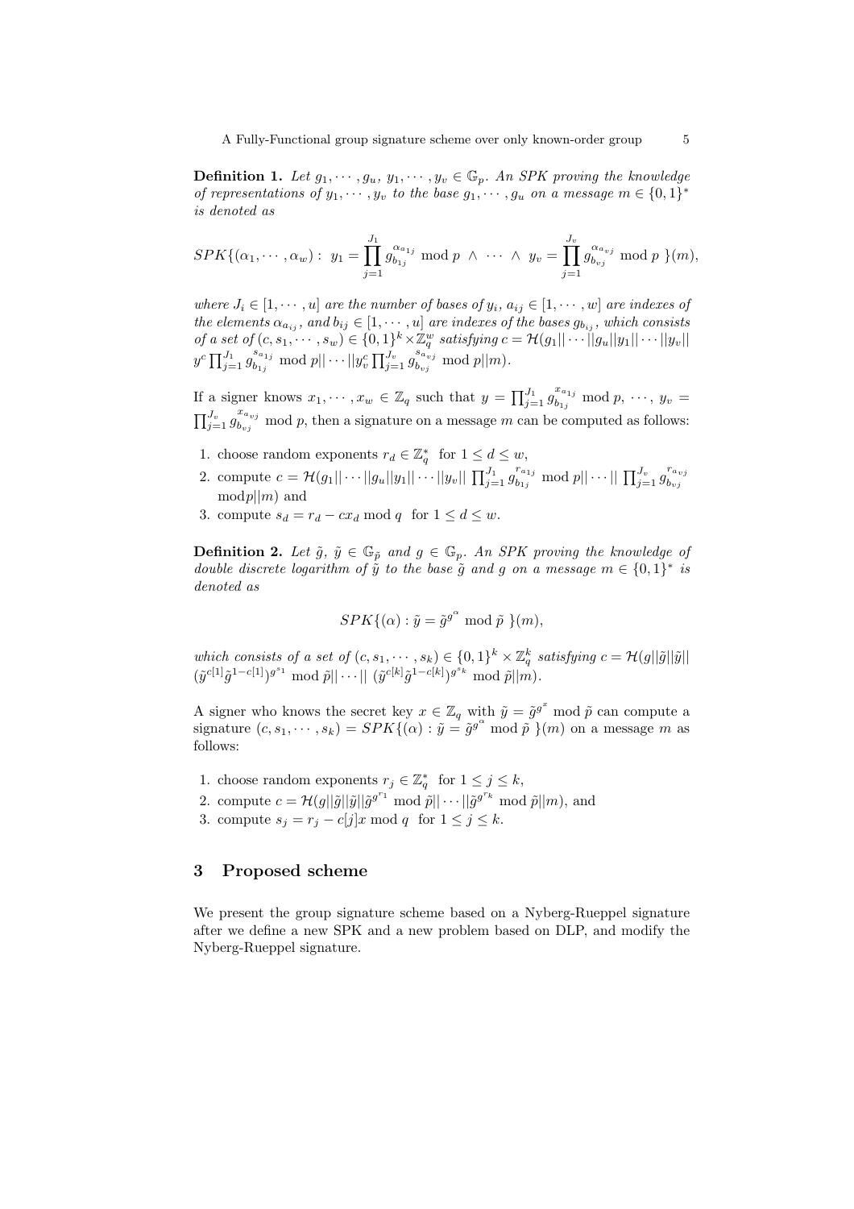**Definition 1.** *Let $g_1, \cdots, g_u,\ y_1, \cdots, y_v \in \mathbb{G}_p$. An SPK proving the knowledge of representations of $y_1, \cdots, y_v$ to the base $g_1, \cdots, g_u$ on a message $m \in \{0,1\}^*$ is denoted as*

$$SPK\{(\alpha_1, \cdots, \alpha_w):\ y_1 = \prod_{j=1}^{J_1} g_{b_{1j}}^{\alpha_{a_{1j}}} \bmod p\ \wedge\ \cdots\ \wedge\ y_v = \prod_{j=1}^{J_v} g_{b_{vj}}^{\alpha_{a_{vj}}} \bmod p\ \}(m),$$

*where $J_i \in [1, \cdots, u]$ are the number of bases of $y_i$, $a_{ij} \in [1, \cdots, w]$ are indexes of the elements $\alpha_{a_{ij}}$, and $b_{ij} \in [1, \cdots, u]$ are indexes of the bases $g_{b_{ij}}$, which consists of a set of $(c, s_1, \cdots, s_w) \in \{0,1\}^k \times \mathbb{Z}_q^w$ satisfying $c = \mathcal{H}(g_1||\cdots||g_u||y_1||\cdots||y_v||$ $y^c \prod_{j=1}^{J_1} g_{b_{1j}}^{s_{a_{1j}}} \bmod p|| \cdots ||y_v^c \prod_{j=1}^{J_v} g_{b_{vj}}^{s_{a_{vj}}} \bmod p||m)$.*

If a signer knows $x_1, \cdots, x_w \in \mathbb{Z}_q$ such that $y = \prod_{j=1}^{J_1} g_{b_{1j}}^{x_{a_{1j}}} \bmod p,\ \cdots,\ y_v = \prod_{j=1}^{J_v} g_{b_{vj}}^{x_{a_{vj}}} \bmod p$, then a signature on a message $m$ can be computed as follows:

1. choose random exponents $r_d \in \mathbb{Z}_q^*$ for $1 \le d \le w$,
2. compute $c = \mathcal{H}(g_1||\cdots||g_u||y_1||\cdots||y_v||\ \prod_{j=1}^{J_1} g_{b_{1j}}^{r_{a_{1j}}} \bmod p||\cdots||\ \prod_{j=1}^{J_v} g_{b_{vj}}^{r_{a_{vj}}} \bmod p||m)$ and
3. compute $s_d = r_d - cx_d \bmod q$ for $1 \le d \le w$.

**Definition 2.** *Let $\tilde{g},\ \tilde{y} \in \mathbb{G}_{\tilde{p}}$ and $g \in \mathbb{G}_p$. An SPK proving the knowledge of double discrete logarithm of $\tilde{y}$ to the base $\tilde{g}$ and $g$ on a message $m \in \{0,1\}^*$ is denoted as*

$$SPK\{(\alpha) : \tilde{y} = \tilde{g}^{g^{\alpha}} \bmod \tilde{p}\ \}(m),$$

*which consists of a set of $(c, s_1, \cdots, s_k) \in \{0,1\}^k \times \mathbb{Z}_q^k$ satisfying $c = \mathcal{H}(g||\tilde{g}||\tilde{y}||$ $(\tilde{y}^{c[1]}\tilde{g}^{1-c[1]})^{g^{s_1}} \bmod \tilde{p}||\cdots||\ (\tilde{y}^{c[k]}\tilde{g}^{1-c[k]})^{g^{s_k}} \bmod \tilde{p}||m)$.*

A signer who knows the secret key $x \in \mathbb{Z}_q$ with $\tilde{y} = \tilde{g}^{g^x} \bmod \tilde{p}$ can compute a signature $(c, s_1, \cdots, s_k) = SPK\{(\alpha) : \tilde{y} = \tilde{g}^{g^{\alpha}} \bmod \tilde{p}\ \}(m)$ on a message $m$ as follows:

1. choose random exponents $r_j \in \mathbb{Z}_q^*$ for $1 \le j \le k$,
2. compute $c = \mathcal{H}(g||\tilde{g}||\tilde{y}||\tilde{g}^{g^{r_1}} \bmod \tilde{p}||\cdots||\tilde{g}^{g^{r_k}} \bmod \tilde{p}||m)$, and
3. compute $s_j = r_j - c[j]x \bmod q$ for $1 \le j \le k$.

## 3 Proposed scheme

We present the group signature scheme based on a Nyberg-Rueppel signature after we define a new SPK and a new problem based on DLP, and modify the Nyberg-Rueppel signature.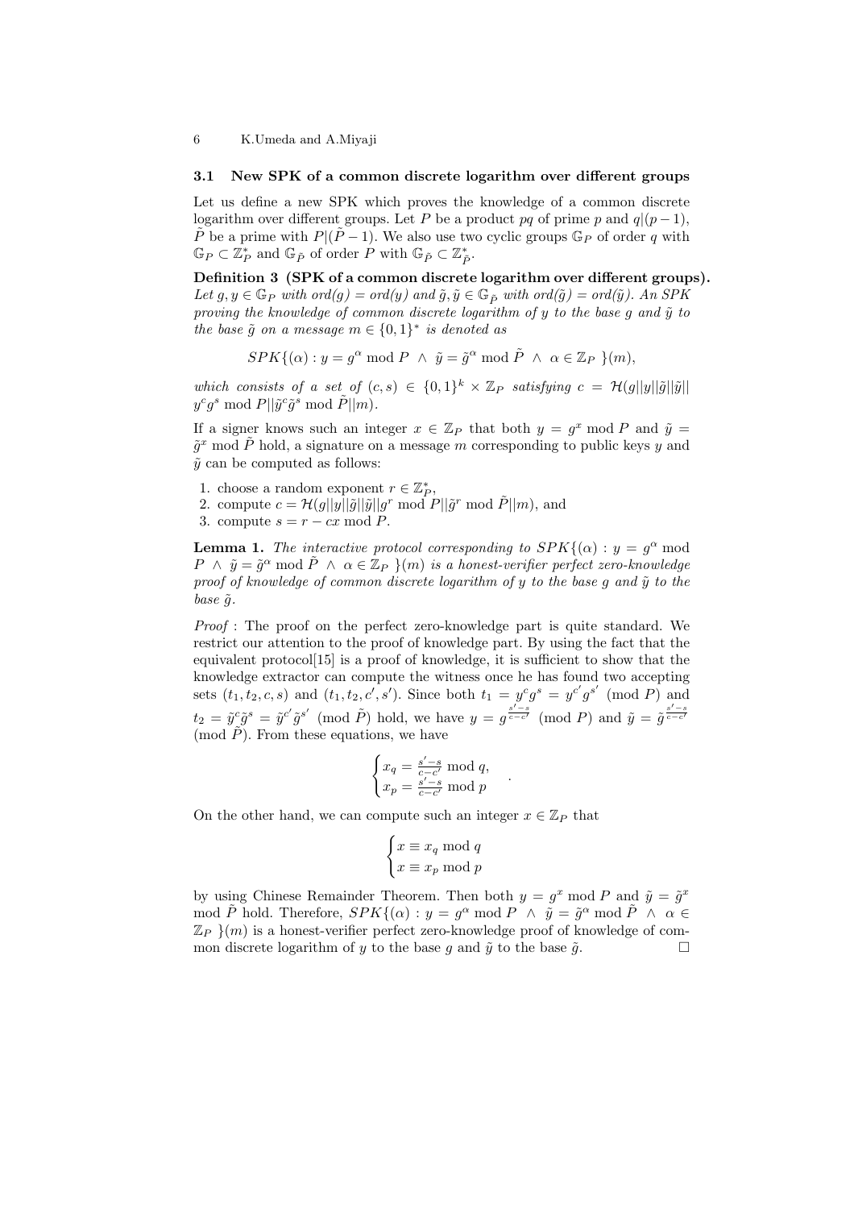### 3.1 New SPK of a common discrete logarithm over different groups

Let us define a new SPK which proves the knowledge of a common discrete logarithm over different groups. Let $P$ be a product $pq$ of prime $p$ and $q|(p-1)$, $\tilde{P}$ be a prime with $P|(\tilde{P}-1)$. We also use two cyclic groups $\mathbb{G}_P$ of order $q$ with $\mathbb{G}_P \subset \mathbb{Z}_P^*$ and $\mathbb{G}_{\tilde{P}}$ of order $P$ with $\mathbb{G}_{\tilde{P}} \subset \mathbb{Z}_{\tilde{P}}^*$.

**Definition 3 (SPK of a common discrete logarithm over different groups).** *Let $g, y \in \mathbb{G}_P$ with $ord(g) = ord(y)$ and $\tilde{g}, \tilde{y} \in \mathbb{G}_{\tilde{P}}$ with $ord(\tilde{g}) = ord(\tilde{y})$. An SPK proving the knowledge of common discrete logarithm of $y$ to the base $g$ and $\tilde{y}$ to the base $\tilde{g}$ on a message $m \in \{0,1\}^*$ is denoted as*

$$SPK\{(\alpha) : y = g^\alpha \bmod P \ \wedge \ \tilde{y} = \tilde{g}^\alpha \bmod \tilde{P} \ \wedge \ \alpha \in \mathbb{Z}_P \ \}(m),$$

*which consists of a set of $(c, s) \in \{0,1\}^k \times \mathbb{Z}_P$ satisfying $c = \mathcal{H}(g||y||\tilde{g}||\tilde{y}|| y^c g^s \bmod P||\tilde{y}^c \tilde{g}^s \bmod \tilde{P}||m)$.*

If a signer knows such an integer $x \in \mathbb{Z}_P$ that both $y = g^x \bmod P$ and $\tilde{y} = \tilde{g}^x \bmod \tilde{P}$ hold, a signature on a message $m$ corresponding to public keys $y$ and $\tilde{y}$ can be computed as follows:

1. choose a random exponent $r \in \mathbb{Z}_P^*$,
2. compute $c = \mathcal{H}(g||y||\tilde{g}||\tilde{y}||g^r \bmod P||\tilde{g}^r \bmod \tilde{P}||m)$, and
3. compute $s = r - cx \bmod P$.

**Lemma 1.** *The interactive protocol corresponding to $SPK\{(\alpha) : y = g^\alpha \bmod P \ \wedge \ \tilde{y} = \tilde{g}^\alpha \bmod \tilde{P} \ \wedge \ \alpha \in \mathbb{Z}_P \ \}(m)$ is a honest-verifier perfect zero-knowledge proof of knowledge of common discrete logarithm of $y$ to the base $g$ and $\tilde{y}$ to the base $\tilde{g}$.*

*Proof* : The proof on the perfect zero-knowledge part is quite standard. We restrict our attention to the proof of knowledge part. By using the fact that the equivalent protocol[15] is a proof of knowledge, it is sufficient to show that the knowledge extractor can compute the witness once he has found two accepting sets $(t_1, t_2, c, s)$ and $(t_1, t_2, c', s')$. Since both $t_1 = y^c g^s = y^{c'} g^{s'} \pmod{P}$ and $t_2 = \tilde{y}^c \tilde{g}^s = \tilde{y}^{c'} \tilde{g}^{s'} \pmod{\tilde{P}}$ hold, we have $y = g^{\frac{s'-s}{c-c'}} \pmod{P}$ and $\tilde{y} = \tilde{g}^{\frac{s'-s}{c-c'}} \pmod{\tilde{P}}$. From these equations, we have

$$\begin{cases} x_q = \frac{s'-s}{c-c'} \bmod q, \\ x_p = \frac{s'-s}{c-c'} \bmod p \end{cases} .$$

On the other hand, we can compute such an integer $x \in \mathbb{Z}_P$ that

$$\begin{cases} x \equiv x_q \bmod q \\ x \equiv x_p \bmod p \end{cases}$$

by using Chinese Remainder Theorem. Then both $y = g^x \bmod P$ and $\tilde{y} = \tilde{g}^x \bmod \tilde{P}$ hold. Therefore, $SPK\{(\alpha) : y = g^\alpha \bmod P \ \wedge \ \tilde{y} = \tilde{g}^\alpha \bmod \tilde{P} \ \wedge \ \alpha \in \mathbb{Z}_P \ \}(m)$ is a honest-verifier perfect zero-knowledge proof of knowledge of common discrete logarithm of $y$ to the base $g$ and $\tilde{y}$ to the base $\tilde{g}$. □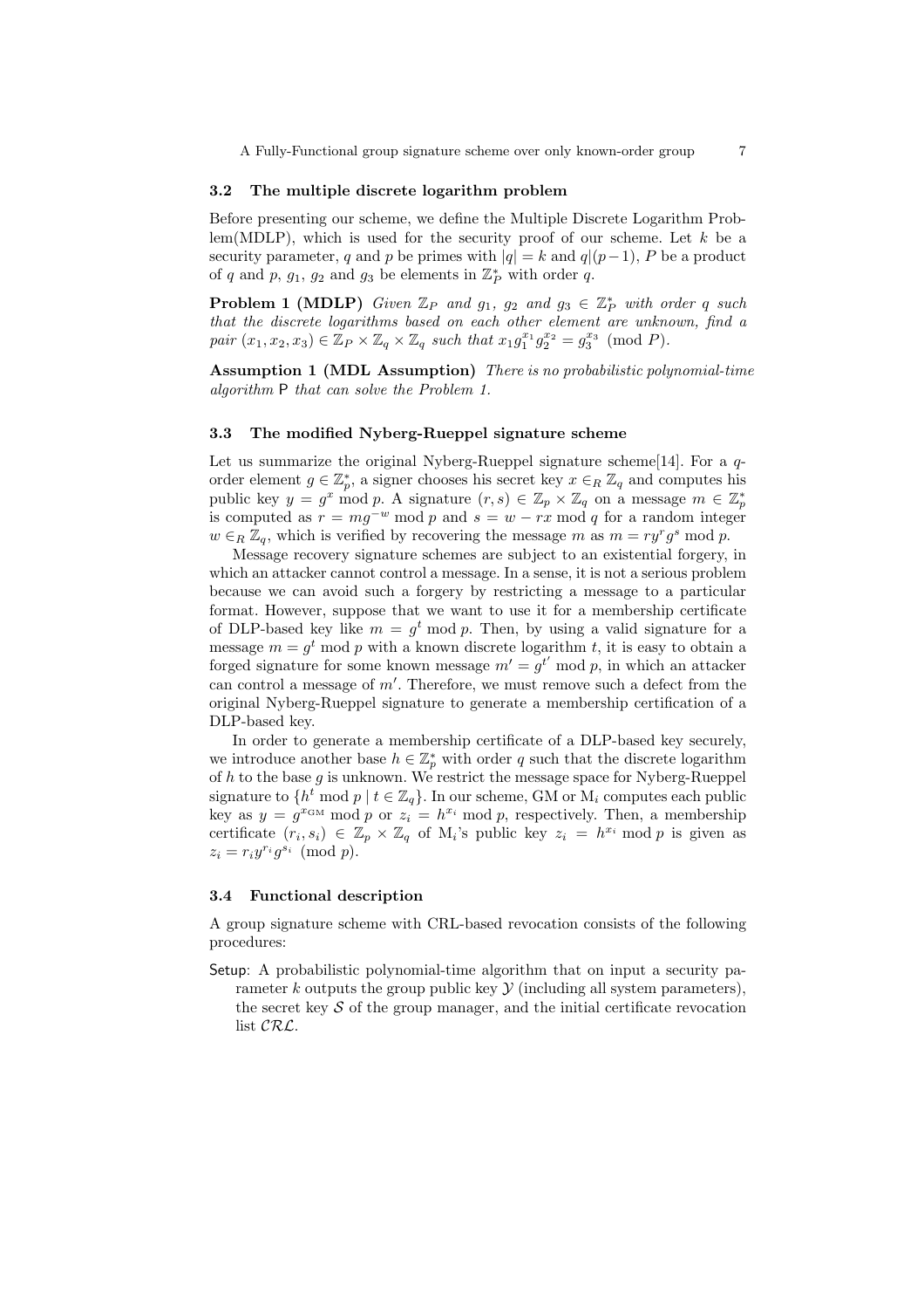### 3.2 The multiple discrete logarithm problem

Before presenting our scheme, we define the Multiple Discrete Logarithm Problem(MDLP), which is used for the security proof of our scheme. Let $k$ be a security parameter, $q$ and $p$ be primes with $|q| = k$ and $q|(p-1)$, $P$ be a product of $q$ and $p$, $g_1$, $g_2$ and $g_3$ be elements in $\mathbb{Z}_P^*$ with order $q$.

**Problem 1 (MDLP)** *Given $\mathbb{Z}_P$ and $g_1$, $g_2$ and $g_3 \in \mathbb{Z}_P^*$ with order $q$ such that the discrete logarithms based on each other element are unknown, find a pair $(x_1, x_2, x_3) \in \mathbb{Z}_P \times \mathbb{Z}_q \times \mathbb{Z}_q$ such that $x_1 g_1^{x_1} g_2^{x_2} = g_3^{x_3} \pmod{P}$.*

**Assumption 1 (MDL Assumption)** *There is no probabilistic polynomial-time algorithm* P *that can solve the Problem 1.*

### 3.3 The modified Nyberg-Rueppel signature scheme

Let us summarize the original Nyberg-Rueppel signature scheme[14]. For a $q$-order element $g \in \mathbb{Z}_p^*$, a signer chooses his secret key $x \in_R \mathbb{Z}_q$ and computes his public key $y = g^x \bmod p$. A signature $(r, s) \in \mathbb{Z}_p \times \mathbb{Z}_q$ on a message $m \in \mathbb{Z}_p^*$ is computed as $r = mg^{-w} \bmod p$ and $s = w - rx \bmod q$ for a random integer $w \in_R \mathbb{Z}_q$, which is verified by recovering the message $m$ as $m = ry^r g^s \bmod p$.

Message recovery signature schemes are subject to an existential forgery, in which an attacker cannot control a message. In a sense, it is not a serious problem because we can avoid such a forgery by restricting a message to a particular format. However, suppose that we want to use it for a membership certificate of DLP-based key like $m = g^t \bmod p$. Then, by using a valid signature for a message $m = g^t \bmod p$ with a known discrete logarithm $t$, it is easy to obtain a forged signature for some known message $m' = g^{t'} \bmod p$, in which an attacker can control a message of $m'$. Therefore, we must remove such a defect from the original Nyberg-Rueppel signature to generate a membership certification of a DLP-based key.

In order to generate a membership certificate of a DLP-based key securely, we introduce another base $h \in \mathbb{Z}_p^*$ with order $q$ such that the discrete logarithm of $h$ to the base $g$ is unknown. We restrict the message space for Nyberg-Rueppel signature to $\{h^t \bmod p \mid t \in \mathbb{Z}_q\}$. In our scheme, GM or $\mathrm{M}_i$ computes each public key as $y = g^{x_{\mathrm{GM}}} \bmod p$ or $z_i = h^{x_i} \bmod p$, respectively. Then, a membership certificate $(r_i, s_i) \in \mathbb{Z}_p \times \mathbb{Z}_q$ of $\mathrm{M}_i$'s public key $z_i = h^{x_i} \bmod p$ is given as $z_i = r_i y^{r_i} g^{s_i} \pmod{p}$.

### 3.4 Functional description

A group signature scheme with CRL-based revocation consists of the following procedures:

Setup: A probabilistic polynomial-time algorithm that on input a security parameter $k$ outputs the group public key $\mathcal{Y}$ (including all system parameters), the secret key $\mathcal{S}$ of the group manager, and the initial certificate revocation list $\mathcal{CRL}$.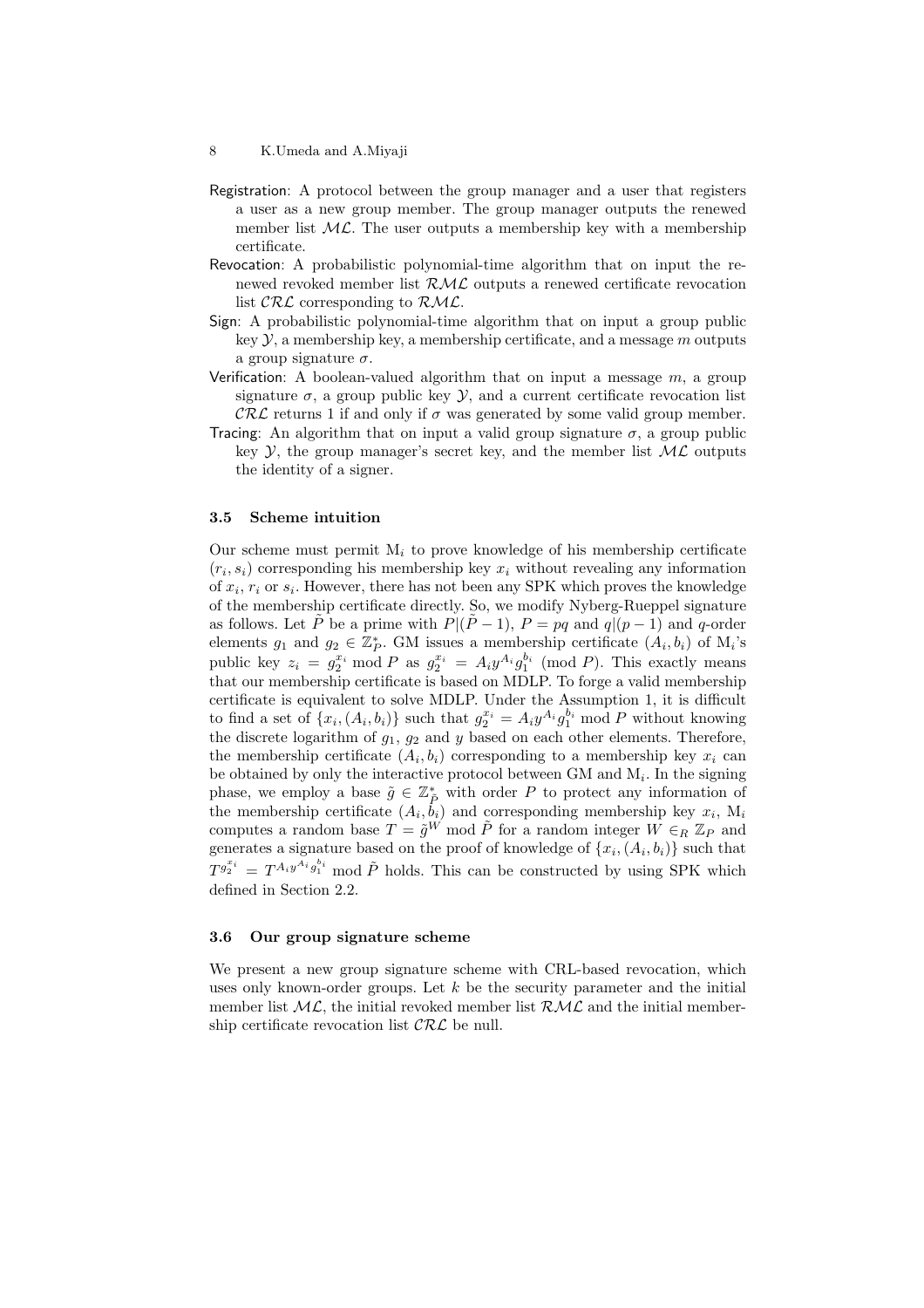**Registration**: A protocol between the group manager and a user that registers a user as a new group member. The group manager outputs the renewed member list $\mathcal{ML}$. The user outputs a membership key with a membership certificate.

**Revocation**: A probabilistic polynomial-time algorithm that on input the renewed revoked member list $\mathcal{RML}$ outputs a renewed certificate revocation list $\mathcal{CRL}$ corresponding to $\mathcal{RML}$.

**Sign**: A probabilistic polynomial-time algorithm that on input a group public key $\mathcal{Y}$, a membership key, a membership certificate, and a message $m$ outputs a group signature $\sigma$.

**Verification**: A boolean-valued algorithm that on input a message $m$, a group signature $\sigma$, a group public key $\mathcal{Y}$, and a current certificate revocation list $\mathcal{CRL}$ returns 1 if and only if $\sigma$ was generated by some valid group member.

**Tracing**: An algorithm that on input a valid group signature $\sigma$, a group public key $\mathcal{Y}$, the group manager's secret key, and the member list $\mathcal{ML}$ outputs the identity of a signer.

### 3.5 Scheme intuition

Our scheme must permit $\mathrm{M}_i$ to prove knowledge of his membership certificate $(r_i, s_i)$ corresponding his membership key $x_i$ without revealing any information of $x_i$, $r_i$ or $s_i$. However, there has not been any SPK which proves the knowledge of the membership certificate directly. So, we modify Nyberg-Rueppel signature as follows. Let $\tilde{P}$ be a prime with $P|(\tilde{P}-1)$, $P = pq$ and $q|(p-1)$ and $q$-order elements $g_1$ and $g_2 \in \mathbb{Z}_P^*$. GM issues a membership certificate $(A_i, b_i)$ of $\mathrm{M}_i$'s public key $z_i = g_2^{x_i} \bmod P$ as $g_2^{x_i} = A_i y^{A_i} g_1^{b_i} \pmod{P}$. This exactly means that our membership certificate is based on MDLP. To forge a valid membership certificate is equivalent to solve MDLP. Under the Assumption 1, it is difficult to find a set of $\{x_i, (A_i, b_i)\}$ such that $g_2^{x_i} = A_i y^{A_i} g_1^{b_i} \bmod P$ without knowing the discrete logarithm of $g_1$, $g_2$ and $y$ based on each other elements. Therefore, the membership certificate $(A_i, b_i)$ corresponding to a membership key $x_i$ can be obtained by only the interactive protocol between GM and $\mathrm{M}_i$. In the signing phase, we employ a base $\tilde{g} \in \mathbb{Z}_{\tilde{P}}^*$ with order $P$ to protect any information of the membership certificate $(A_i, b_i)$ and corresponding membership key $x_i$, $\mathrm{M}_i$ computes a random base $T = \tilde{g}^W \bmod \tilde{P}$ for a random integer $W \in_R \mathbb{Z}_P$ and generates a signature based on the proof of knowledge of $\{x_i, (A_i, b_i)\}$ such that $T^{g_2^{x_i}} = T^{A_i y^{A_i} g_1^{b_i}} \bmod \tilde{P}$ holds. This can be constructed by using SPK which defined in Section 2.2.

### 3.6 Our group signature scheme

We present a new group signature scheme with CRL-based revocation, which uses only known-order groups. Let $k$ be the security parameter and the initial member list $\mathcal{ML}$, the initial revoked member list $\mathcal{RML}$ and the initial membership certificate revocation list $\mathcal{CRL}$ be null.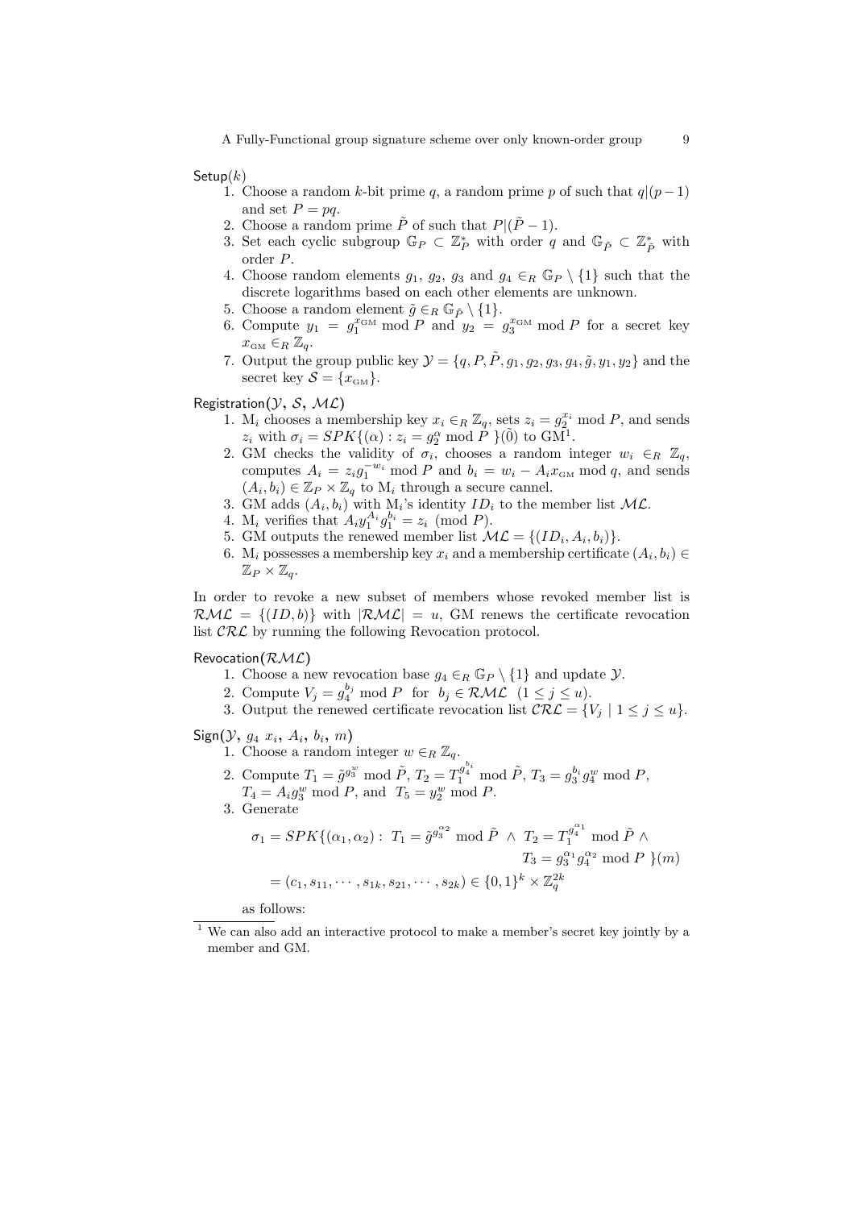Setup($k$)

1. Choose a random $k$-bit prime $q$, a random prime $p$ of such that $q|(p-1)$ and set $P = pq$.
2. Choose a random prime $\tilde{P}$ of such that $P|(\tilde{P}-1)$.
3. Set each cyclic subgroup $\mathbb{G}_P \subset \mathbb{Z}_P^*$ with order $q$ and $\mathbb{G}_{\tilde{P}} \subset \mathbb{Z}_{\tilde{P}}^*$ with order $P$.
4. Choose random elements $g_1$, $g_2$, $g_3$ and $g_4 \in_R \mathbb{G}_P \setminus \{1\}$ such that the discrete logarithms based on each other elements are unknown.
5. Choose a random element $\tilde{g} \in_R \mathbb{G}_{\tilde{P}} \setminus \{1\}$.
6. Compute $y_1 = g_1^{x_{\rm GM}} \bmod P$ and $y_2 = g_3^{x_{\rm GM}} \bmod P$ for a secret key $x_{\rm GM} \in_R \mathbb{Z}_q$.
7. Output the group public key $\mathcal{Y} = \{q, P, \tilde{P}, g_1, g_2, g_3, g_4, \tilde{g}, y_1, y_2\}$ and the secret key $\mathcal{S} = \{x_{\rm GM}\}$.

Registration($\mathcal{Y}$, $\mathcal{S}$, $\mathcal{ML}$)

1. $\mathrm{M}_i$ chooses a membership key $x_i \in_R \mathbb{Z}_q$, sets $z_i = g_2^{x_i} \bmod P$, and sends $z_i$ with $\sigma_i = SPK\{(\alpha) : z_i = g_2^{\alpha} \bmod P\ \}(\tilde{0})$ to GM[1].
2. GM checks the validity of $\sigma_i$, chooses a random integer $w_i \in_R \mathbb{Z}_q$, computes $A_i = z_i g_1^{-w_i} \bmod P$ and $b_i = w_i - A_i x_{\rm GM} \bmod q$, and sends $(A_i, b_i) \in \mathbb{Z}_P \times \mathbb{Z}_q$ to $\mathrm{M}_i$ through a secure cannel.
3. GM adds $(A_i, b_i)$ with $\mathrm{M}_i$'s identity $ID_i$ to the member list $\mathcal{ML}$.
4. $\mathrm{M}_i$ verifies that $A_i y_1^{A_i} g_1^{b_i} = z_i \pmod{P}$.
5. GM outputs the renewed member list $\mathcal{ML} = \{(ID_i, A_i, b_i)\}$.
6. $\mathrm{M}_i$ possesses a membership key $x_i$ and a membership certificate $(A_i, b_i) \in \mathbb{Z}_P \times \mathbb{Z}_q$.

In order to revoke a new subset of members whose revoked member list is $\mathcal{RML} = \{(ID, b)\}$ with $|\mathcal{RML}| = u$, GM renews the certificate revocation list $\mathcal{CRL}$ by running the following Revocation protocol.

Revocation($\mathcal{RML}$)

1. Choose a new revocation base $g_4 \in_R \mathbb{G}_P \setminus \{1\}$ and update $\mathcal{Y}$.
2. Compute $V_j = g_4^{b_j} \bmod P$ for $b_j \in \mathcal{RML}$ $(1 \leq j \leq u)$.
3. Output the renewed certificate revocation list $\mathcal{CRL} = \{V_j \mid 1 \leq j \leq u\}$.

Sign($\mathcal{Y}$, $g_4$ $x_i$, $A_i$, $b_i$, $m$)

1. Choose a random integer $w \in_R \mathbb{Z}_q$.
2. Compute $T_1 = \tilde{g}^{g_3^w} \bmod \tilde{P}$, $T_2 = T_1^{g_4^{b_i}} \bmod \tilde{P}$, $T_3 = g_3^{b_i} g_4^w \bmod P$, $T_4 = A_i g_3^w \bmod P$, and $T_5 = y_2^w \bmod P$.
3. Generate

$$\sigma_1 = SPK\{(\alpha_1, \alpha_2) : \ T_1 = \tilde{g}^{g_3^{\alpha_2}} \bmod \tilde{P} \ \wedge \ T_2 = T_1^{g_4^{\alpha_1}} \bmod \tilde{P} \ \wedge$$
$$T_3 = g_3^{\alpha_1} g_4^{\alpha_2} \bmod P \ \}(m)$$
$$= (c_1, s_{11}, \cdots, s_{1k}, s_{21}, \cdots, s_{2k}) \in \{0,1\}^k \times \mathbb{Z}_q^{2k}$$

as follows:

[1] We can also add an interactive protocol to make a member's secret key jointly by a member and GM.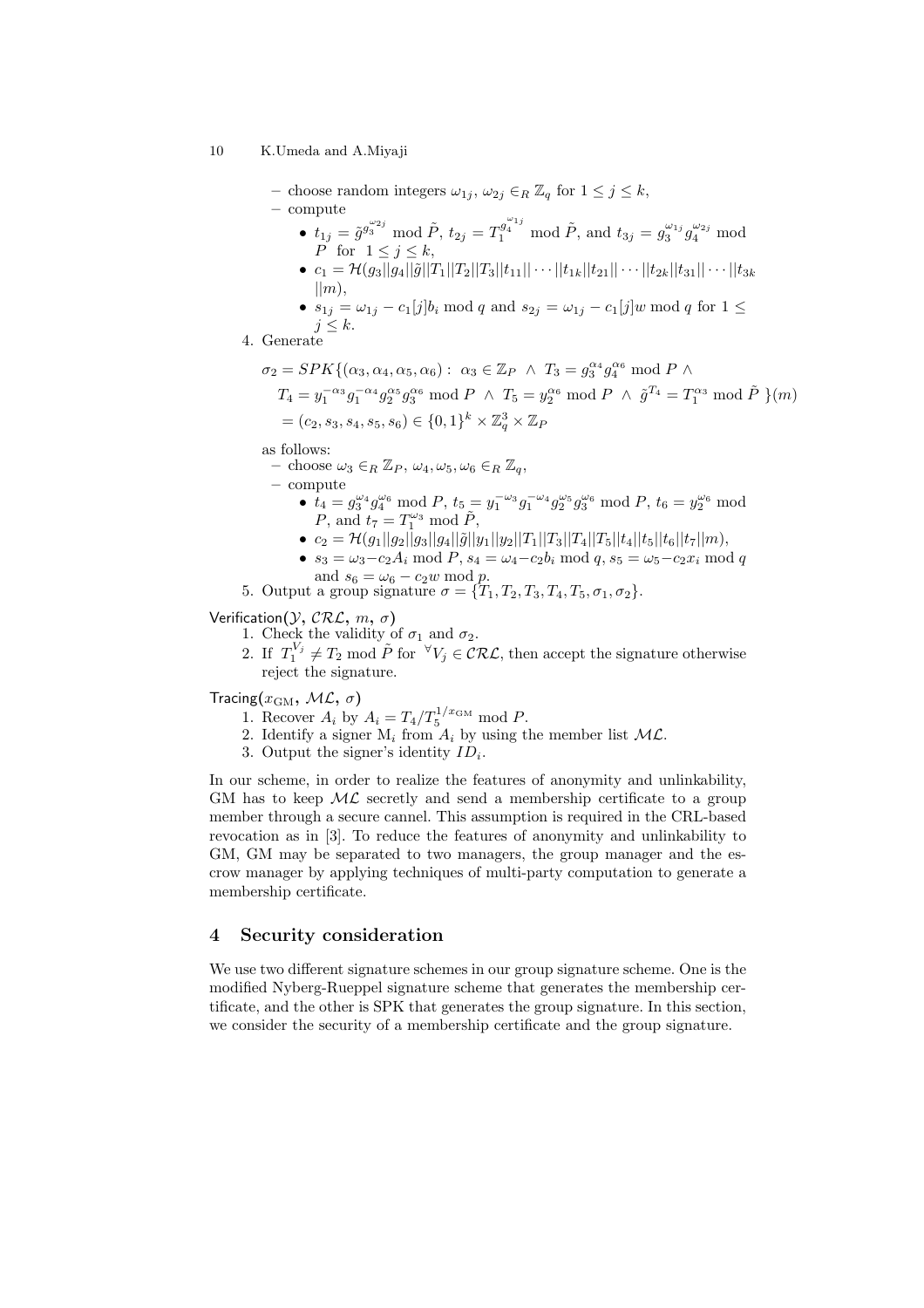– choose random integers $\omega_{1j}, \omega_{2j} \in_R \mathbb{Z}_q$ for $1 \leq j \leq k$,
– compute
  - $t_{1j} = \tilde{g}^{g_3^{\omega_{2j}}} \bmod \tilde{P}$, $t_{2j} = T_1^{g_4^{\omega_{1j}}} \bmod \tilde{P}$, and $t_{3j} = g_3^{\omega_{1j}} g_4^{\omega_{2j}} \bmod P$ for $1 \leq j \leq k$,
  - $c_1 = \mathcal{H}(g_3||g_4||\tilde{g}||T_1||T_2||T_3||t_{11}||\cdots||t_{1k}||t_{21}||\cdots||t_{2k}||t_{31}||\cdots||t_{3k}||m)$,
  - $s_{1j} = \omega_{1j} - c_1[j]b_i \bmod q$ and $s_{2j} = \omega_{1j} - c_1[j]w \bmod q$ for $1 \leq j \leq k$.

4. Generate

$$\sigma_2 = SPK\{(\alpha_3, \alpha_4, \alpha_5, \alpha_6) : \ \alpha_3 \in \mathbb{Z}_P \ \wedge \ T_3 = g_3^{\alpha_4} g_4^{\alpha_6} \bmod P \ \wedge$$
$$T_4 = y_1^{-\alpha_3} g_1^{-\alpha_4} g_2^{\alpha_5} g_3^{\alpha_6} \bmod P \ \wedge \ T_5 = y_2^{\alpha_6} \bmod P \ \wedge \ \tilde{g}^{T_4} = T_1^{\alpha_3} \bmod \tilde{P} \ \}(m)$$
$$= (c_2, s_3, s_4, s_5, s_6) \in \{0,1\}^k \times \mathbb{Z}_q^3 \times \mathbb{Z}_P$$

as follows:
– choose $\omega_3 \in_R \mathbb{Z}_P$, $\omega_4, \omega_5, \omega_6 \in_R \mathbb{Z}_q$,
– compute
  - $t_4 = g_3^{\omega_4} g_4^{\omega_6} \bmod P$, $t_5 = y_1^{-\omega_3} g_1^{-\omega_4} g_2^{\omega_5} g_3^{\omega_6} \bmod P$, $t_6 = y_2^{\omega_6} \bmod P$, and $t_7 = T_1^{\omega_3} \bmod \tilde{P}$,
  - $c_2 = \mathcal{H}(g_1||g_2||g_3||g_4||\tilde{g}||y_1||y_2||T_1||T_3||T_4||T_5||t_4||t_5||t_6||t_7||m)$,
  - $s_3 = \omega_3 - c_2 A_i \bmod P$, $s_4 = \omega_4 - c_2 b_i \bmod q$, $s_5 = \omega_5 - c_2 x_i \bmod q$ and $s_6 = \omega_6 - c_2 w \bmod p$.

5. Output a group signature $\sigma = \{T_1, T_2, T_3, T_4, T_5, \sigma_1, \sigma_2\}$.

Verification($\mathcal{Y}$, $\mathcal{CRL}$, $m$, $\sigma$)
1. Check the validity of $\sigma_1$ and $\sigma_2$.
2. If $T_1^{V_j} \neq T_2 \bmod \tilde{P}$ for $^\forall V_j \in \mathcal{CRL}$, then accept the signature otherwise reject the signature.

Tracing($x_{\text{GM}}$, $\mathcal{ML}$, $\sigma$)
1. Recover $A_i$ by $A_i = T_4 / T_5^{1/x_{\text{GM}}} \bmod P$.
2. Identify a signer $\text{M}_i$ from $A_i$ by using the member list $\mathcal{ML}$.
3. Output the signer's identity $ID_i$.

In our scheme, in order to realize the features of anonymity and unlinkability, GM has to keep $\mathcal{ML}$ secretly and send a membership certificate to a group member through a secure cannel. This assumption is required in the CRL-based revocation as in [3]. To reduce the features of anonymity and unlinkability to GM, GM may be separated to two managers, the group manager and the escrow manager by applying techniques of multi-party computation to generate a membership certificate.

## 4 Security consideration

We use two different signature schemes in our group signature scheme. One is the modified Nyberg-Rueppel signature scheme that generates the membership certificate, and the other is SPK that generates the group signature. In this section, we consider the security of a membership certificate and the group signature.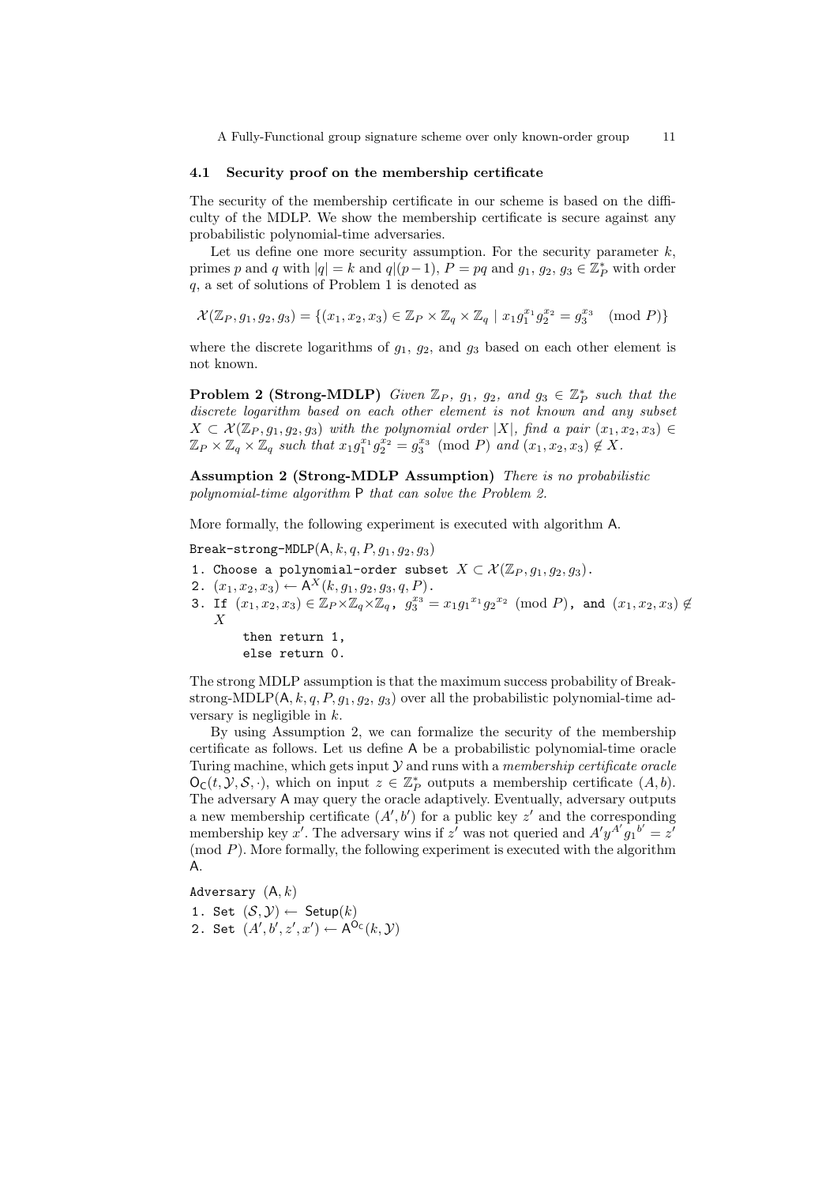### 4.1 Security proof on the membership certificate

The security of the membership certificate in our scheme is based on the difficulty of the MDLP. We show the membership certificate is secure against any probabilistic polynomial-time adversaries.

Let us define one more security assumption. For the security parameter $k$, primes $p$ and $q$ with $|q| = k$ and $q|(p-1)$, $P = pq$ and $g_1$, $g_2$, $g_3 \in \mathbb{Z}_P^*$ with order $q$, a set of solutions of Problem 1 is denoted as

$$\mathcal{X}(\mathbb{Z}_P, g_1, g_2, g_3) = \{(x_1, x_2, x_3) \in \mathbb{Z}_P \times \mathbb{Z}_q \times \mathbb{Z}_q \mid x_1 g_1^{x_1} g_2^{x_2} = g_3^{x_3} \pmod{P}\}$$

where the discrete logarithms of $g_1$, $g_2$, and $g_3$ based on each other element is not known.

**Problem 2 (Strong-MDLP)** *Given $\mathbb{Z}_P$, $g_1$, $g_2$, and $g_3 \in \mathbb{Z}_P^*$ such that the discrete logarithm based on each other element is not known and any subset $X \subset \mathcal{X}(\mathbb{Z}_P, g_1, g_2, g_3)$ with the polynomial order $|X|$, find a pair $(x_1, x_2, x_3) \in \mathbb{Z}_P \times \mathbb{Z}_q \times \mathbb{Z}_q$ such that $x_1 g_1^{x_1} g_2^{x_2} = g_3^{x_3} \pmod{P}$ and $(x_1, x_2, x_3) \notin X$.*

**Assumption 2 (Strong-MDLP Assumption)** *There is no probabilistic polynomial-time algorithm* $\mathsf{P}$ *that can solve the Problem 2.*

More formally, the following experiment is executed with algorithm $\mathsf{A}$.

Break-strong-MDLP$(\mathsf{A}, k, q, P, g_1, g_2, g_3)$

1. Choose a polynomial-order subset $X \subset \mathcal{X}(\mathbb{Z}_P, g_1, g_2, g_3)$.
2. $(x_1, x_2, x_3) \leftarrow \mathsf{A}^X(k, g_1, g_2, g_3, q, P)$.
3. If $(x_1, x_2, x_3) \in \mathbb{Z}_P \times \mathbb{Z}_q \times \mathbb{Z}_q$, $g_3^{x_3} = x_1 {g_1}^{x_1} {g_2}^{x_2} \pmod{P}$, and $(x_1, x_2, x_3) \notin X$
   then return 1,
   else return 0.

The strong MDLP assumption is that the maximum success probability of Break-strong-MDLP$(\mathsf{A}, k, q, P, g_1, g_2, g_3)$ over all the probabilistic polynomial-time adversary is negligible in $k$.

By using Assumption 2, we can formalize the security of the membership certificate as follows. Let us define $\mathsf{A}$ be a probabilistic polynomial-time oracle Turing machine, which gets input $\mathcal{Y}$ and runs with a *membership certificate oracle* $\mathsf{O_C}(t, \mathcal{Y}, \mathcal{S}, \cdot)$, which on input $z \in \mathbb{Z}_P^*$ outputs a membership certificate $(A, b)$. The adversary $\mathsf{A}$ may query the oracle adaptively. Eventually, adversary outputs a new membership certificate $(A', b')$ for a public key $z'$ and the corresponding membership key $x'$. The adversary wins if $z'$ was not queried and $A' y^{A'} {g_1}^{b'} = z' \pmod{P}$. More formally, the following experiment is executed with the algorithm $\mathsf{A}$.

Adversary $(\mathsf{A}, k)$

1. Set $(\mathcal{S}, \mathcal{Y}) \leftarrow \mathsf{Setup}(k)$
2. Set $(A', b', z', x') \leftarrow \mathsf{A}^{\mathsf{O_C}}(k, \mathcal{Y})$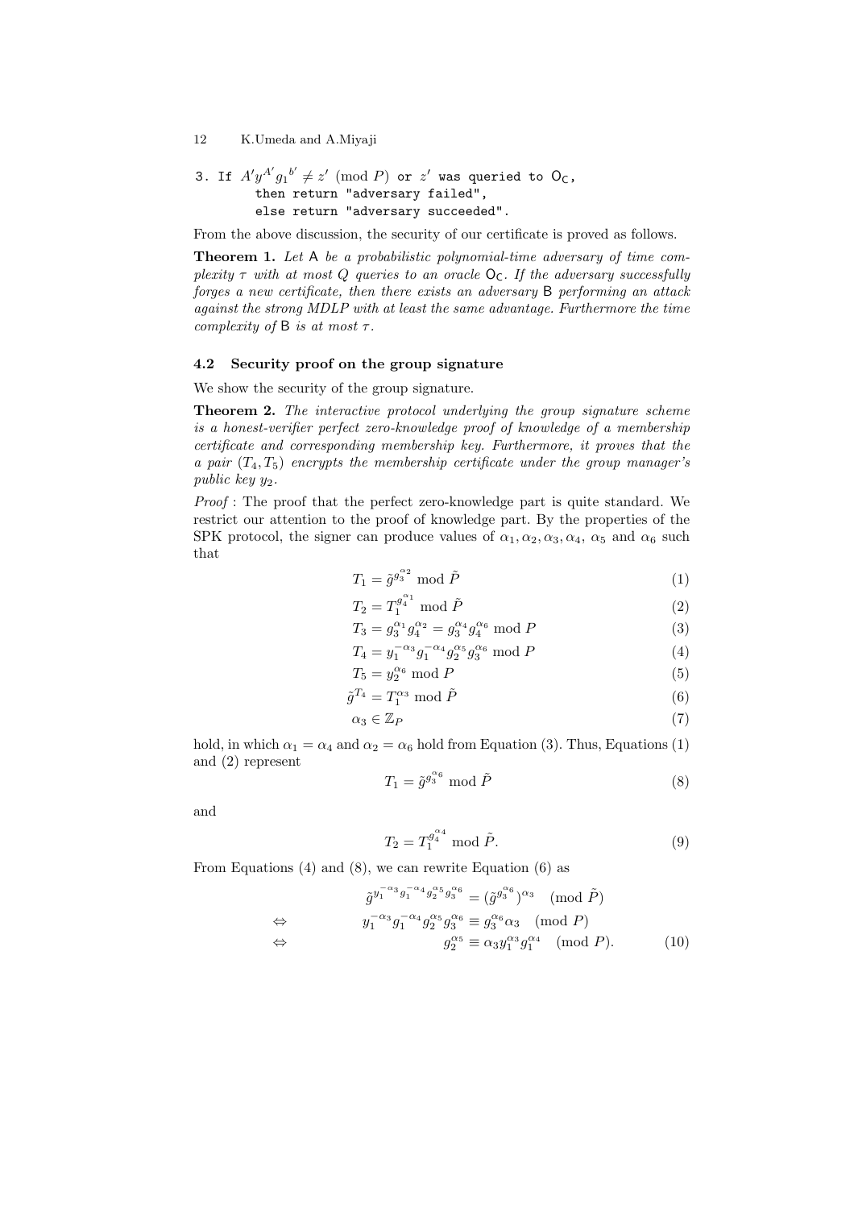3. If $A'y^{A'}{g_1}^{b'} \neq z' \pmod{P}$ or $z'$ was queried to $\mathsf{O_C}$,
   then return "adversary failed",
   else return "adversary succeeded".

From the above discussion, the security of our certificate is proved as follows.

**Theorem 1.** *Let* $\mathsf{A}$ *be a probabilistic polynomial-time adversary of time complexity* $\tau$ *with at most* $Q$ *queries to an oracle* $\mathsf{O_C}$. *If the adversary successfully forges a new certificate, then there exists an adversary* $\mathsf{B}$ *performing an attack against the strong MDLP with at least the same advantage. Furthermore the time complexity of* $\mathsf{B}$ *is at most* $\tau$.

### 4.2 Security proof on the group signature

We show the security of the group signature.

**Theorem 2.** *The interactive protocol underlying the group signature scheme is a honest-verifier perfect zero-knowledge proof of knowledge of a membership certificate and corresponding membership key. Furthermore, it proves that the a pair* $(T_4, T_5)$ *encrypts the membership certificate under the group manager's public key* $y_2$.

*Proof* : The proof that the perfect zero-knowledge part is quite standard. We restrict our attention to the proof of knowledge part. By the properties of the SPK protocol, the signer can produce values of $\alpha_1, \alpha_2, \alpha_3, \alpha_4$, $\alpha_5$ and $\alpha_6$ such that

$$T_1 = \tilde{g}^{g_3^{\alpha_2}} \bmod \tilde{P} \tag{1}$$

$$T_2 = T_1^{g_4^{\alpha_1}} \bmod \tilde{P} \tag{2}$$

$$T_3 = g_3^{\alpha_1} g_4^{\alpha_2} = g_3^{\alpha_4} g_4^{\alpha_6} \bmod P \tag{3}$$

$$T_4 = y_1^{-\alpha_3} g_1^{-\alpha_4} g_2^{\alpha_5} g_3^{\alpha_6} \bmod P \tag{4}$$

$$T_5 = y_2^{\alpha_6} \bmod P \tag{5}$$

$$\tilde{g}^{T_4} = T_1^{\alpha_3} \bmod \tilde{P} \tag{6}$$

$$\alpha_3 \in \mathbb{Z}_P \tag{7}$$

hold, in which $\alpha_1 = \alpha_4$ and $\alpha_2 = \alpha_6$ hold from Equation (3). Thus, Equations (1) and (2) represent

$$T_1 = \tilde{g}^{g_3^{\alpha_6}} \bmod \tilde{P} \tag{8}$$

and

$$T_2 = T_1^{g_4^{\alpha_4}} \bmod \tilde{P}. \tag{9}$$

From Equations (4) and (8), we can rewrite Equation (6) as

$$\begin{aligned}
& \tilde{g}^{y_1^{-\alpha_3} g_1^{-\alpha_4} g_2^{\alpha_5} g_3^{\alpha_6}} = (\tilde{g}^{g_3^{\alpha_6}})^{\alpha_3} \pmod{\tilde{P}} \\
\Leftrightarrow \quad & y_1^{-\alpha_3} g_1^{-\alpha_4} g_2^{\alpha_5} g_3^{\alpha_6} \equiv g_3^{\alpha_6} \alpha_3 \pmod{P} \\
\Leftrightarrow \quad & g_2^{\alpha_5} \equiv \alpha_3 y_1^{\alpha_3} g_1^{\alpha_4} \pmod{P}.
\end{aligned} \tag{10}$$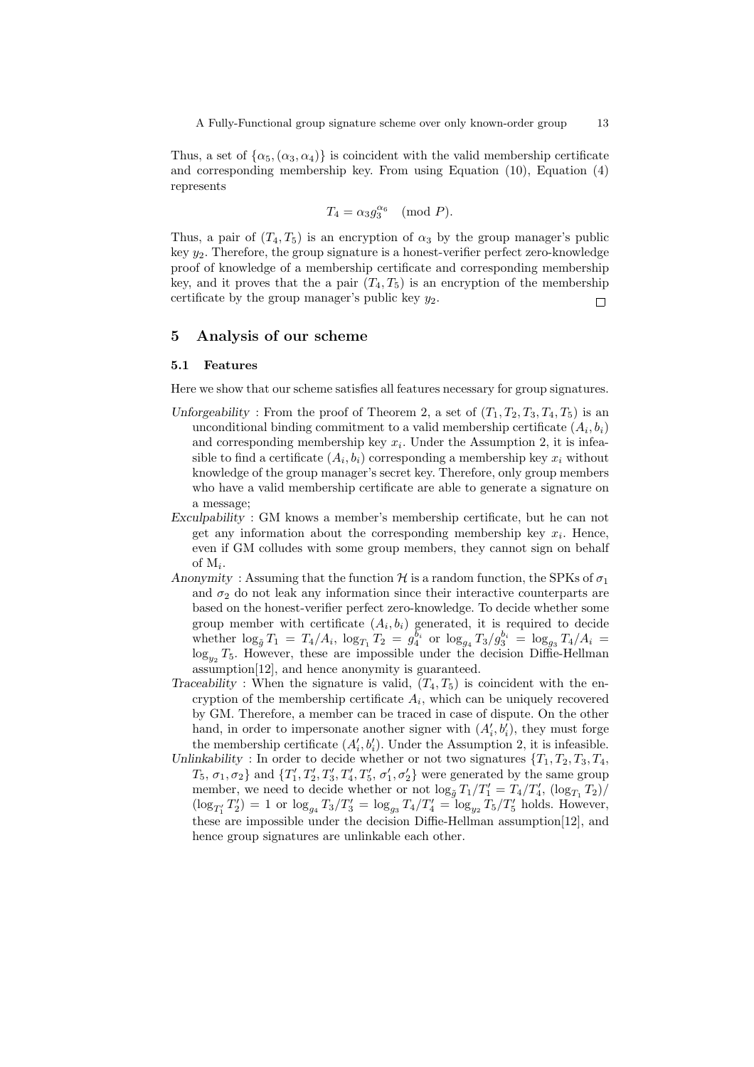Thus, a set of $\{\alpha_5, (\alpha_3, \alpha_4)\}$ is coincident with the valid membership certificate and corresponding membership key. From using Equation (10), Equation (4) represents

$$T_4 = \alpha_3 g_3^{\alpha_6} \pmod{P}.$$

Thus, a pair of $(T_4, T_5)$ is an encryption of $\alpha_3$ by the group manager's public key $y_2$. Therefore, the group signature is a honest-verifier perfect zero-knowledge proof of knowledge of a membership certificate and corresponding membership key, and it proves that the a pair $(T_4, T_5)$ is an encryption of the membership certificate by the group manager's public key $y_2$. □

## 5 Analysis of our scheme

### 5.1 Features

Here we show that our scheme satisfies all features necessary for group signatures.

*Unforgeability* : From the proof of Theorem 2, a set of $(T_1, T_2, T_3, T_4, T_5)$ is an unconditional binding commitment to a valid membership certificate $(A_i, b_i)$ and corresponding membership key $x_i$. Under the Assumption 2, it is infeasible to find a certificate $(A_i, b_i)$ corresponding a membership key $x_i$ without knowledge of the group manager's secret key. Therefore, only group members who have a valid membership certificate are able to generate a signature on a message;

*Exculpability* : GM knows a member's membership certificate, but he can not get any information about the corresponding membership key $x_i$. Hence, even if GM colludes with some group members, they cannot sign on behalf of $\mathrm{M}_i$.

*Anonymity* : Assuming that the function $\mathcal{H}$ is a random function, the SPKs of $\sigma_1$ and $\sigma_2$ do not leak any information since their interactive counterparts are based on the honest-verifier perfect zero-knowledge. To decide whether some group member with certificate $(A_i, b_i)$ generated, it is required to decide whether $\log_{\tilde{g}} T_1 = T_4/A_i$, $\log_{T_1} T_2 = g_4^{b_i}$ or $\log_{g_4} T_3/g_3^{b_i} = \log_{g_3} T_4/A_i = \log_{y_2} T_5$. However, these are impossible under the decision Diffie-Hellman assumption[12], and hence anonymity is guaranteed.

*Traceability* : When the signature is valid, $(T_4, T_5)$ is coincident with the encryption of the membership certificate $A_i$, which can be uniquely recovered by GM. Therefore, a member can be traced in case of dispute. On the other hand, in order to impersonate another signer with $(A_i', b_i')$, they must forge the membership certificate $(A_i', b_i')$. Under the Assumption 2, it is infeasible.

*Unlinkability* : In order to decide whether or not two signatures $\{T_1, T_2, T_3, T_4, T_5, \sigma_1, \sigma_2\}$ and $\{T_1', T_2', T_3', T_4', T_5', \sigma_1', \sigma_2'\}$ were generated by the same group member, we need to decide whether or not $\log_{\tilde{g}} T_1/T_1' = T_4/T_4'$, $(\log_{T_1} T_2)/(\log_{T_1'} T_2') = 1$ or $\log_{g_4} T_3/T_3' = \log_{g_3} T_4/T_4' = \log_{y_2} T_5/T_5'$ holds. However, these are impossible under the decision Diffie-Hellman assumption[12], and hence group signatures are unlinkable each other.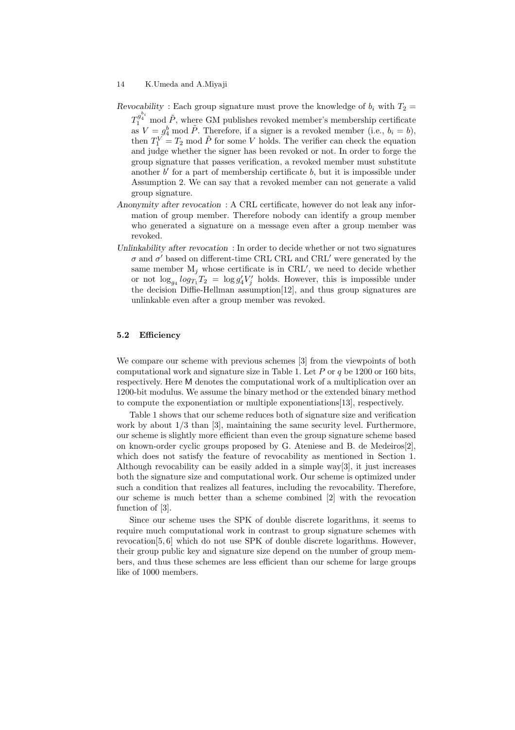*Revocability* : Each group signature must prove the knowledge of $b_i$ with $T_2 = T_1^{g_4^{b_i}} \bmod \tilde{P}$, where GM publishes revoked member's membership certificate as $V = g_4^b \bmod \tilde{P}$. Therefore, if a signer is a revoked member (i.e., $b_i = b$), then $T_1^V = T_2 \bmod \tilde{P}$ for some $V$ holds. The verifier can check the equation and judge whether the signer has been revoked or not. In order to forge the group signature that passes verification, a revoked member must substitute another $b'$ for a part of membership certificate $b$, but it is impossible under Assumption 2. We can say that a revoked member can not generate a valid group signature.

*Anonymity after revocation* : A CRL certificate, however do not leak any information of group member. Therefore nobody can identify a group member who generated a signature on a message even after a group member was revoked.

*Unlinkability after revocation* : In order to decide whether or not two signatures $\sigma$ and $\sigma'$ based on different-time CRL CRL and CRL$'$ were generated by the same member $\mathrm{M}_j$ whose certificate is in CRL$'$, we need to decide whether or not $\log_{g_4} log_{T_1} T_2 = \log g_4' V_j'$ holds. However, this is impossible under the decision Diffie-Hellman assumption[12], and thus group signatures are unlinkable even after a group member was revoked.

### 5.2 Efficiency

We compare our scheme with previous schemes [3] from the viewpoints of both computational work and signature size in Table 1. Let $P$ or $q$ be 1200 or 160 bits, respectively. Here $\mathsf{M}$ denotes the computational work of a multiplication over an 1200-bit modulus. We assume the binary method or the extended binary method to compute the exponentiation or multiple exponentiations[13], respectively.

Table 1 shows that our scheme reduces both of signature size and verification work by about 1/3 than [3], maintaining the same security level. Furthermore, our scheme is slightly more efficient than even the group signature scheme based on known-order cyclic groups proposed by G. Ateniese and B. de Medeiros[2], which does not satisfy the feature of revocability as mentioned in Section 1. Although revocability can be easily added in a simple way[3], it just increases both the signature size and computational work. Our scheme is optimized under such a condition that realizes all features, including the revocability. Therefore, our scheme is much better than a scheme combined [2] with the revocation function of [3].

Since our scheme uses the SPK of double discrete logarithms, it seems to require much computational work in contrast to group signature schemes with revocation[5, 6] which do not use SPK of double discrete logarithms. However, their group public key and signature size depend on the number of group members, and thus these schemes are less efficient than our scheme for large groups like of 1000 members.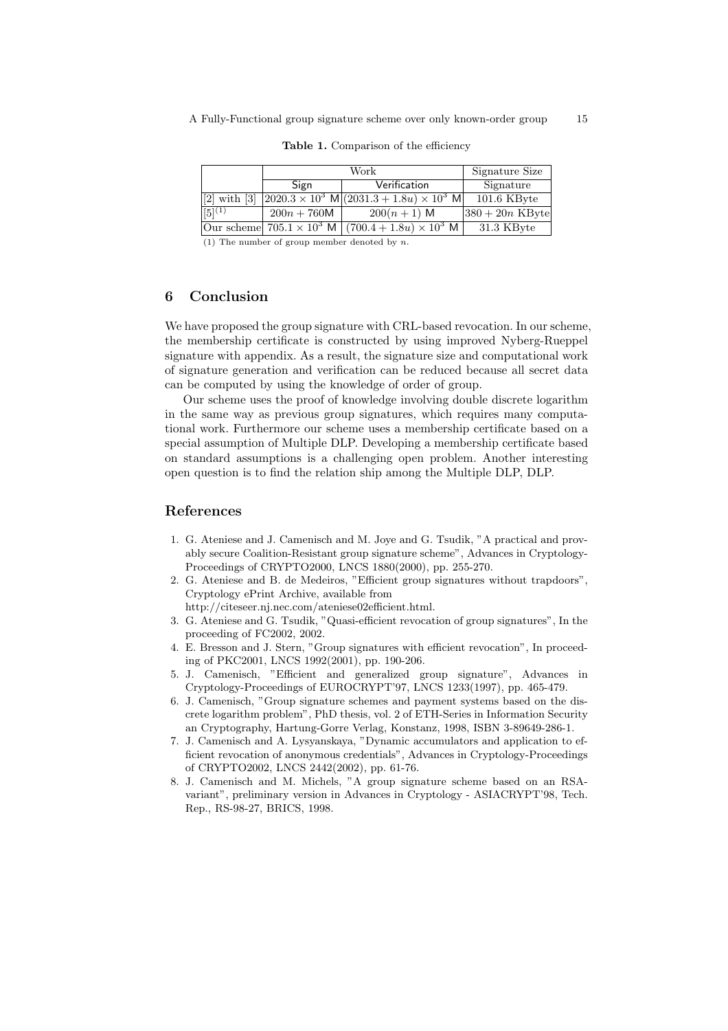**Table 1.** Comparison of the efficiency

| | Work | | Signature Size |
|---|---|---|---|
| | Sign | Verification | Signature |
| [2] with [3] | $2020.3 \times 10^3$ M | $(2031.3 + 1.8u) \times 10^3$ M | 101.6 KByte |
| [5][(1)] | $200n + 760$M | $200(n+1)$ M | $380 + 20n$ KByte |
| Our scheme | $705.1 \times 10^3$ M | $(700.4 + 1.8u) \times 10^3$ M | 31.3 KByte |

(1) The number of group member denoted by $n$.

## 6 Conclusion

We have proposed the group signature with CRL-based revocation. In our scheme, the membership certificate is constructed by using improved Nyberg-Rueppel signature with appendix. As a result, the signature size and computational work of signature generation and verification can be reduced because all secret data can be computed by using the knowledge of order of group.

Our scheme uses the proof of knowledge involving double discrete logarithm in the same way as previous group signatures, which requires many computational work. Furthermore our scheme uses a membership certificate based on a special assumption of Multiple DLP. Developing a membership certificate based on standard assumptions is a challenging open problem. Another interesting open question is to find the relation ship among the Multiple DLP, DLP.

## References

1. G. Ateniese and J. Camenisch and M. Joye and G. Tsudik, "A practical and provably secure Coalition-Resistant group signature scheme", Advances in Cryptology-Proceedings of CRYPTO2000, LNCS 1880(2000), pp. 255-270.
2. G. Ateniese and B. de Medeiros, "Efficient group signatures without trapdoors", Cryptology ePrint Archive, available from http://citeseer.nj.nec.com/ateniese02efficient.html.
3. G. Ateniese and G. Tsudik, "Quasi-efficient revocation of group signatures", In the proceeding of FC2002, 2002.
4. E. Bresson and J. Stern, "Group signatures with efficient revocation", In proceeding of PKC2001, LNCS 1992(2001), pp. 190-206.
5. J. Camenisch, "Efficient and generalized group signature", Advances in Cryptology-Proceedings of EUROCRYPT'97, LNCS 1233(1997), pp. 465-479.
6. J. Camenisch, "Group signature schemes and payment systems based on the discrete logarithm problem", PhD thesis, vol. 2 of ETH-Series in Information Security an Cryptography, Hartung-Gorre Verlag, Konstanz, 1998, ISBN 3-89649-286-1.
7. J. Camenisch and A. Lysyanskaya, "Dynamic accumulators and application to efficient revocation of anonymous credentials", Advances in Cryptology-Proceedings of CRYPTO2002, LNCS 2442(2002), pp. 61-76.
8. J. Camenisch and M. Michels, "A group signature scheme based on an RSA-variant", preliminary version in Advances in Cryptology - ASIACRYPT'98, Tech. Rep., RS-98-27, BRICS, 1998.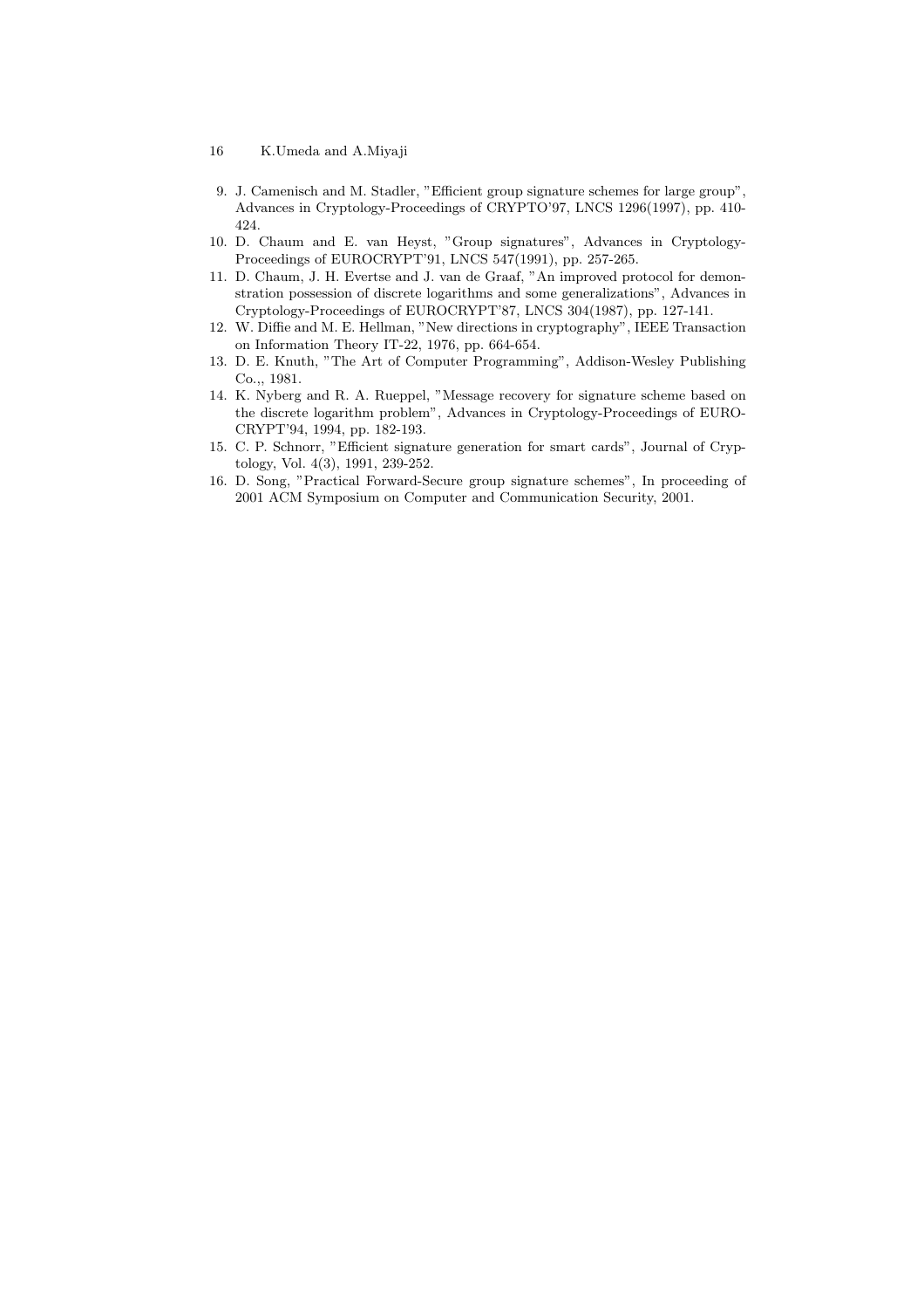9. J. Camenisch and M. Stadler, "Efficient group signature schemes for large group", Advances in Cryptology-Proceedings of CRYPTO'97, LNCS 1296(1997), pp. 410-424.
10. D. Chaum and E. van Heyst, "Group signatures", Advances in Cryptology-Proceedings of EUROCRYPT'91, LNCS 547(1991), pp. 257-265.
11. D. Chaum, J. H. Evertse and J. van de Graaf, "An improved protocol for demonstration possession of discrete logarithms and some generalizations", Advances in Cryptology-Proceedings of EUROCRYPT'87, LNCS 304(1987), pp. 127-141.
12. W. Diffie and M. E. Hellman, "New directions in cryptography", IEEE Transaction on Information Theory IT-22, 1976, pp. 664-654.
13. D. E. Knuth, "The Art of Computer Programming", Addison-Wesley Publishing Co.,, 1981.
14. K. Nyberg and R. A. Rueppel, "Message recovery for signature scheme based on the discrete logarithm problem", Advances in Cryptology-Proceedings of EUROCRYPT'94, 1994, pp. 182-193.
15. C. P. Schnorr, "Efficient signature generation for smart cards", Journal of Cryptology, Vol. 4(3), 1991, 239-252.
16. D. Song, "Practical Forward-Secure group signature schemes", In proceeding of 2001 ACM Symposium on Computer and Communication Security, 2001.